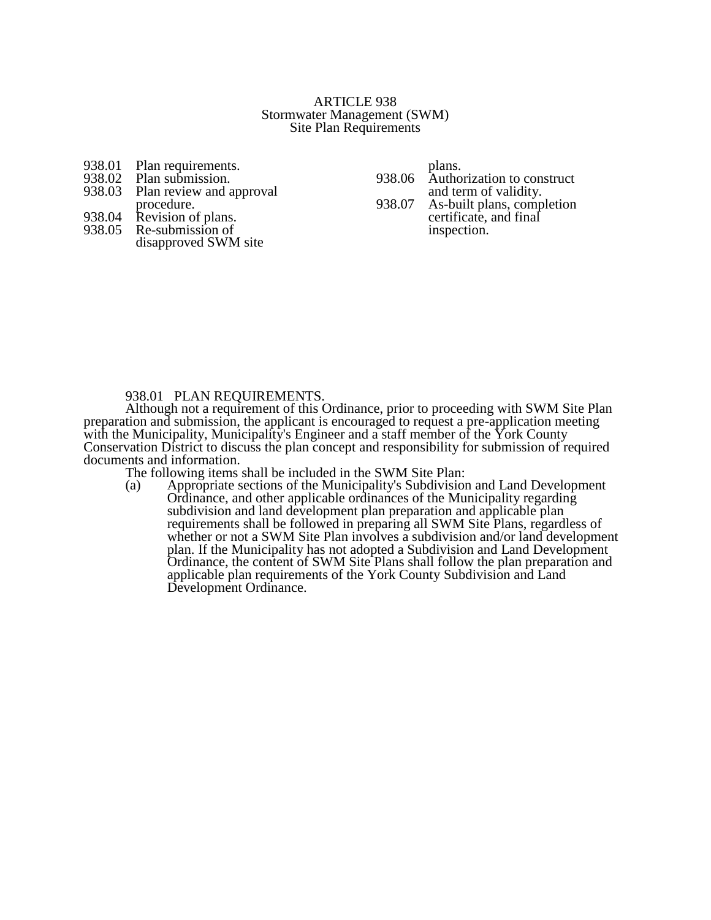# ARTICLE 938
## Stormwater Management (SWM) Site Plan Requirements

938.01 Plan requirements.
938.02 Plan submission.
938.03 Plan review and approval procedure.
938.04 Revision of plans.
938.05 Re-submission of disapproved SWM site plans.
938.06 Authorization to construct and term of validity.
938.07 As-built plans, completion certificate, and final inspection.

### 938.01 PLAN REQUIREMENTS.

Although not a requirement of this Ordinance, prior to proceeding with SWM Site Plan preparation and submission, the applicant is encouraged to request a pre-application meeting with the Municipality, Municipality's Engineer and a staff member of the York County Conservation District to discuss the plan concept and responsibility for submission of required documents and information.

The following items shall be included in the SWM Site Plan:

(a) Appropriate sections of the Municipality's Subdivision and Land Development Ordinance, and other applicable ordinances of the Municipality regarding subdivision and land development plan preparation and applicable plan requirements shall be followed in preparing all SWM Site Plans, regardless of whether or not a SWM Site Plan involves a subdivision and/or land development plan. If the Municipality has not adopted a Subdivision and Land Development Ordinance, the content of SWM Site Plans shall follow the plan preparation and applicable plan requirements of the York County Subdivision and Land Development Ordinance.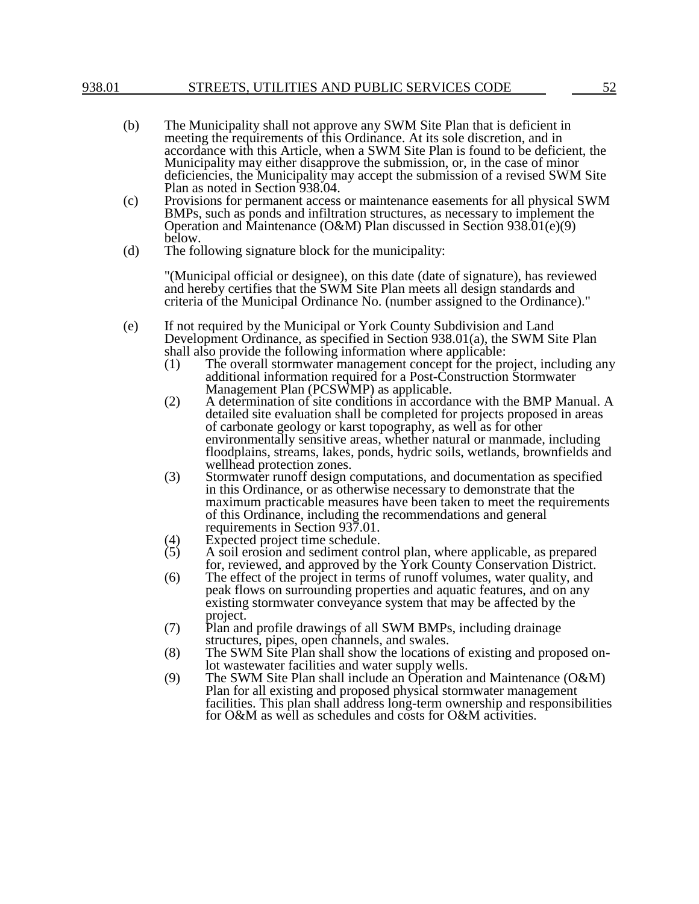(b) The Municipality shall not approve any SWM Site Plan that is deficient in meeting the requirements of this Ordinance. At its sole discretion, and in accordance with this Article, when a SWM Site Plan is found to be deficient, the Municipality may either disapprove the submission, or, in the case of minor deficiencies, the Municipality may accept the submission of a revised SWM Site Plan as noted in Section 938.04.

(c) Provisions for permanent access or maintenance easements for all physical SWM BMPs, such as ponds and infiltration structures, as necessary to implement the Operation and Maintenance (O&M) Plan discussed in Section 938.01(e)(9) below.

(d) The following signature block for the municipality:

"(Municipal official or designee), on this date (date of signature), has reviewed and hereby certifies that the SWM Site Plan meets all design standards and criteria of the Municipal Ordinance No. (number assigned to the Ordinance)."

(e) If not required by the Municipal or York County Subdivision and Land Development Ordinance, as specified in Section 938.01(a), the SWM Site Plan shall also provide the following information where applicable:

(1) The overall stormwater management concept for the project, including any additional information required for a Post-Construction Stormwater Management Plan (PCSWMP) as applicable.

(2) A determination of site conditions in accordance with the BMP Manual. A detailed site evaluation shall be completed for projects proposed in areas of carbonate geology or karst topography, as well as for other environmentally sensitive areas, whether natural or manmade, including floodplains, streams, lakes, ponds, hydric soils, wetlands, brownfields and wellhead protection zones.

(3) Stormwater runoff design computations, and documentation as specified in this Ordinance, or as otherwise necessary to demonstrate that the maximum practicable measures have been taken to meet the requirements of this Ordinance, including the recommendations and general requirements in Section 937.01.

(4) Expected project time schedule.

(5) A soil erosion and sediment control plan, where applicable, as prepared for, reviewed, and approved by the York County Conservation District.

(6) The effect of the project in terms of runoff volumes, water quality, and peak flows on surrounding properties and aquatic features, and on any existing stormwater conveyance system that may be affected by the project.

(7) Plan and profile drawings of all SWM BMPs, including drainage structures, pipes, open channels, and swales.

(8) The SWM Site Plan shall show the locations of existing and proposed on-lot wastewater facilities and water supply wells.

(9) The SWM Site Plan shall include an Operation and Maintenance (O&M) Plan for all existing and proposed physical stormwater management facilities. This plan shall address long-term ownership and responsibilities for O&M as well as schedules and costs for O&M activities.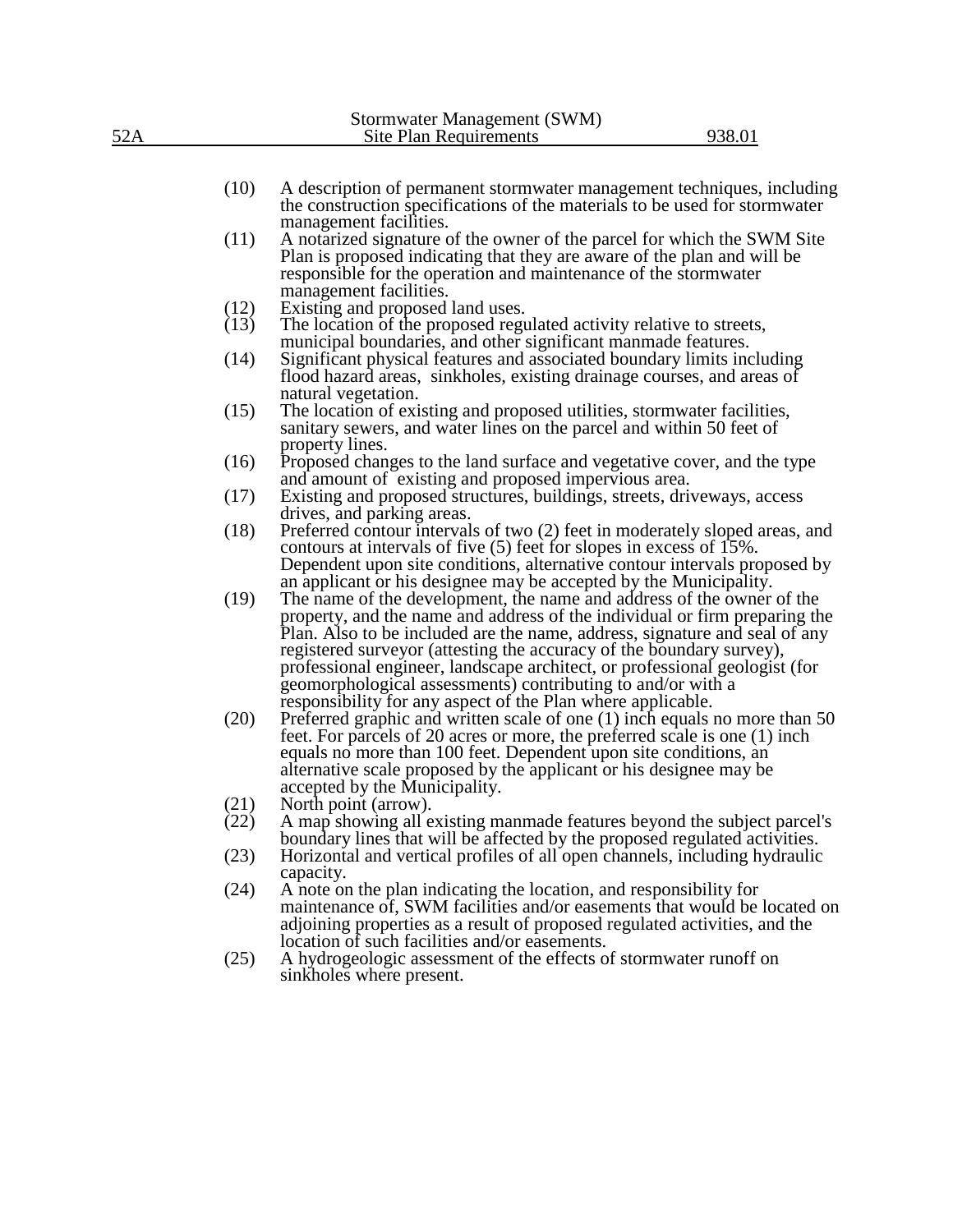(10) A description of permanent stormwater management techniques, including the construction specifications of the materials to be used for stormwater management facilities.

(11) A notarized signature of the owner of the parcel for which the SWM Site Plan is proposed indicating that they are aware of the plan and will be responsible for the operation and maintenance of the stormwater management facilities.

(12) Existing and proposed land uses.

(13) The location of the proposed regulated activity relative to streets, municipal boundaries, and other significant manmade features.

(14) Significant physical features and associated boundary limits including flood hazard areas, sinkholes, existing drainage courses, and areas of natural vegetation.

(15) The location of existing and proposed utilities, stormwater facilities, sanitary sewers, and water lines on the parcel and within 50 feet of property lines.

(16) Proposed changes to the land surface and vegetative cover, and the type and amount of existing and proposed impervious area.

(17) Existing and proposed structures, buildings, streets, driveways, access drives, and parking areas.

(18) Preferred contour intervals of two (2) feet in moderately sloped areas, and contours at intervals of five (5) feet for slopes in excess of 15%. Dependent upon site conditions, alternative contour intervals proposed by an applicant or his designee may be accepted by the Municipality.

(19) The name of the development, the name and address of the owner of the property, and the name and address of the individual or firm preparing the Plan. Also to be included are the name, address, signature and seal of any registered surveyor (attesting the accuracy of the boundary survey), professional engineer, landscape architect, or professional geologist (for geomorphological assessments) contributing to and/or with a responsibility for any aspect of the Plan where applicable.

(20) Preferred graphic and written scale of one (1) inch equals no more than 50 feet. For parcels of 20 acres or more, the preferred scale is one (1) inch equals no more than 100 feet. Dependent upon site conditions, an alternative scale proposed by the applicant or his designee may be accepted by the Municipality.

(21) North point (arrow).

(22) A map showing all existing manmade features beyond the subject parcel's boundary lines that will be affected by the proposed regulated activities.

(23) Horizontal and vertical profiles of all open channels, including hydraulic capacity.

(24) A note on the plan indicating the location, and responsibility for maintenance of, SWM facilities and/or easements that would be located on adjoining properties as a result of proposed regulated activities, and the location of such facilities and/or easements.

(25) A hydrogeologic assessment of the effects of stormwater runoff on sinkholes where present.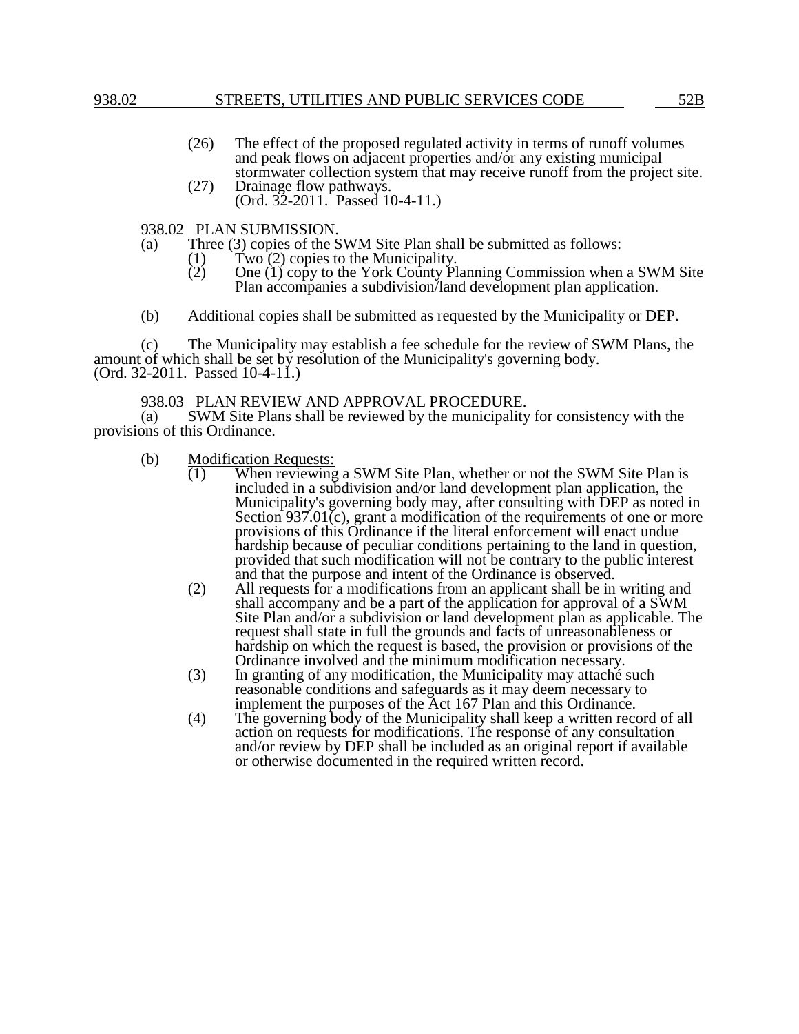(26) The effect of the proposed regulated activity in terms of runoff volumes and peak flows on adjacent properties and/or any existing municipal stormwater collection system that may receive runoff from the project site.

(27) Drainage flow pathways.
(Ord. 32-2011. Passed 10-4-11.)

## 938.02 PLAN SUBMISSION.

(a) Three (3) copies of the SWM Site Plan shall be submitted as follows:

(1) Two (2) copies to the Municipality.

(2) One (1) copy to the York County Planning Commission when a SWM Site Plan accompanies a subdivision/land development plan application.

(b) Additional copies shall be submitted as requested by the Municipality or DEP.

(c) The Municipality may establish a fee schedule for the review of SWM Plans, the amount of which shall be set by resolution of the Municipality's governing body.
(Ord. 32-2011. Passed 10-4-11.)

## 938.03 PLAN REVIEW AND APPROVAL PROCEDURE.

(a) SWM Site Plans shall be reviewed by the municipality for consistency with the provisions of this Ordinance.

(b) Modification Requests:

(1) When reviewing a SWM Site Plan, whether or not the SWM Site Plan is included in a subdivision and/or land development plan application, the Municipality's governing body may, after consulting with DEP as noted in Section 937.01(c), grant a modification of the requirements of one or more provisions of this Ordinance if the literal enforcement will enact undue hardship because of peculiar conditions pertaining to the land in question, provided that such modification will not be contrary to the public interest and that the purpose and intent of the Ordinance is observed.

(2) All requests for a modifications from an applicant shall be in writing and shall accompany and be a part of the application for approval of a SWM Site Plan and/or a subdivision or land development plan as applicable. The request shall state in full the grounds and facts of unreasonableness or hardship on which the request is based, the provision or provisions of the Ordinance involved and the minimum modification necessary.

(3) In granting of any modification, the Municipality may attaché such reasonable conditions and safeguards as it may deem necessary to implement the purposes of the Act 167 Plan and this Ordinance.

(4) The governing body of the Municipality shall keep a written record of all action on requests for modifications. The response of any consultation and/or review by DEP shall be included as an original report if available or otherwise documented in the required written record.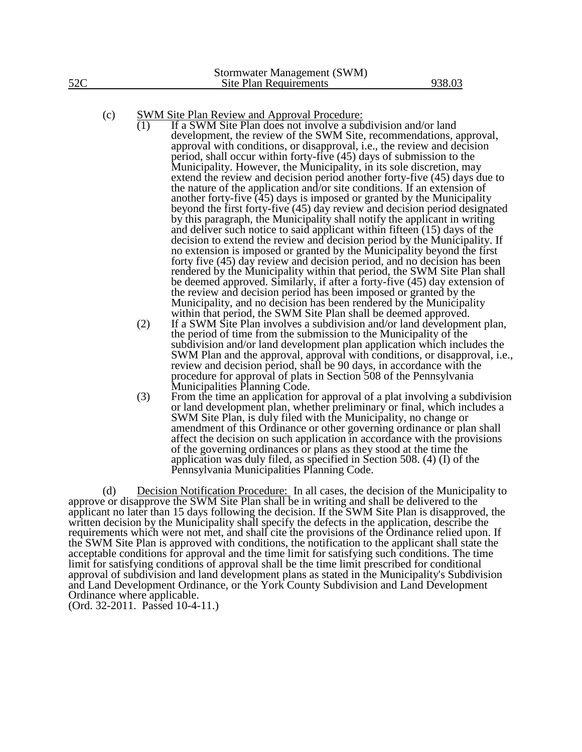(c) <u>SWM Site Plan Review and Approval Procedure:</u>

(1) If a SWM Site Plan does not involve a subdivision and/or land development, the review of the SWM Site, recommendations, approval, approval with conditions, or disapproval, i.e., the review and decision period, shall occur within forty-five (45) days of submission to the Municipality. However, the Municipality, in its sole discretion, may extend the review and decision period another forty-five (45) days due to the nature of the application and/or site conditions. If an extension of another forty-five (45) days is imposed or granted by the Municipality beyond the first forty-five (45) day review and decision period designated by this paragraph, the Municipality shall notify the applicant in writing and deliver such notice to said applicant within fifteen (15) days of the decision to extend the review and decision period by the Municipality. If no extension is imposed or granted by the Municipality beyond the first forty five (45) day review and decision period, and no decision has been rendered by the Municipality within that period, the SWM Site Plan shall be deemed approved. Similarly, if after a forty-five (45) day extension of the review and decision period has been imposed or granted by the Municipality, and no decision has been rendered by the Municipality within that period, the SWM Site Plan shall be deemed approved.

(2) If a SWM Site Plan involves a subdivision and/or land development plan, the period of time from the submission to the Municipality of the subdivision and/or land development plan application which includes the SWM Plan and the approval, approval with conditions, or disapproval, i.e., review and decision period, shall be 90 days, in accordance with the procedure for approval of plats in Section 508 of the Pennsylvania Municipalities Planning Code.

(3) From the time an application for approval of a plat involving a subdivision or land development plan, whether preliminary or final, which includes a SWM Site Plan, is duly filed with the Municipality, no change or amendment of this Ordinance or other governing ordinance or plan shall affect the decision on such application in accordance with the provisions of the governing ordinances or plans as they stood at the time the application was duly filed, as specified in Section 508. (4) (I) of the Pennsylvania Municipalities Planning Code.

(d) <u>Decision Notification Procedure:</u> In all cases, the decision of the Municipality to approve or disapprove the SWM Site Plan shall be in writing and shall be delivered to the applicant no later than 15 days following the decision. If the SWM Site Plan is disapproved, the written decision by the Municipality shall specify the defects in the application, describe the requirements which were not met, and shall cite the provisions of the Ordinance relied upon. If the SWM Site Plan is approved with conditions, the notification to the applicant shall state the acceptable conditions for approval and the time limit for satisfying such conditions. The time limit for satisfying conditions of approval shall be the time limit prescribed for conditional approval of subdivision and land development plans as stated in the Municipality's Subdivision and Land Development Ordinance, or the York County Subdivision and Land Development Ordinance where applicable.

(Ord. 32-2011. Passed 10-4-11.)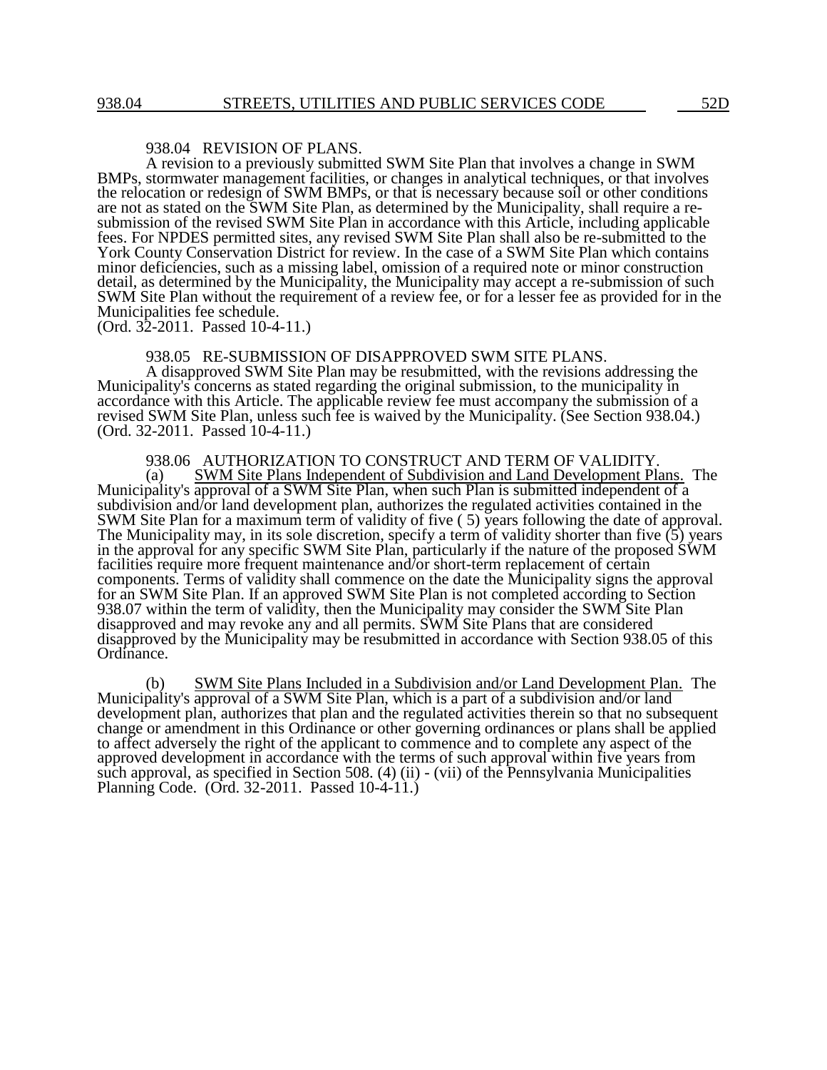938.04 REVISION OF PLANS.

A revision to a previously submitted SWM Site Plan that involves a change in SWM BMPs, stormwater management facilities, or changes in analytical techniques, or that involves the relocation or redesign of SWM BMPs, or that is necessary because soil or other conditions are not as stated on the SWM Site Plan, as determined by the Municipality, shall require a re-submission of the revised SWM Site Plan in accordance with this Article, including applicable fees. For NPDES permitted sites, any revised SWM Site Plan shall also be re-submitted to the York County Conservation District for review. In the case of a SWM Site Plan which contains minor deficiencies, such as a missing label, omission of a required note or minor construction detail, as determined by the Municipality, the Municipality may accept a re-submission of such SWM Site Plan without the requirement of a review fee, or for a lesser fee as provided for in the Municipalities fee schedule.
(Ord. 32-2011. Passed 10-4-11.)

938.05 RE-SUBMISSION OF DISAPPROVED SWM SITE PLANS.

A disapproved SWM Site Plan may be resubmitted, with the revisions addressing the Municipality's concerns as stated regarding the original submission, to the municipality in accordance with this Article. The applicable review fee must accompany the submission of a revised SWM Site Plan, unless such fee is waived by the Municipality. (See Section 938.04.)
(Ord. 32-2011. Passed 10-4-11.)

938.06 AUTHORIZATION TO CONSTRUCT AND TERM OF VALIDITY.

(a) SWM Site Plans Independent of Subdivision and Land Development Plans. The Municipality's approval of a SWM Site Plan, when such Plan is submitted independent of a subdivision and/or land development plan, authorizes the regulated activities contained in the SWM Site Plan for a maximum term of validity of five ( 5) years following the date of approval. The Municipality may, in its sole discretion, specify a term of validity shorter than five (5) years in the approval for any specific SWM Site Plan, particularly if the nature of the proposed SWM facilities require more frequent maintenance and/or short-term replacement of certain components. Terms of validity shall commence on the date the Municipality signs the approval for an SWM Site Plan. If an approved SWM Site Plan is not completed according to Section 938.07 within the term of validity, then the Municipality may consider the SWM Site Plan disapproved and may revoke any and all permits. SWM Site Plans that are considered disapproved by the Municipality may be resubmitted in accordance with Section 938.05 of this Ordinance.

(b) SWM Site Plans Included in a Subdivision and/or Land Development Plan. The Municipality's approval of a SWM Site Plan, which is a part of a subdivision and/or land development plan, authorizes that plan and the regulated activities therein so that no subsequent change or amendment in this Ordinance or other governing ordinances or plans shall be applied to affect adversely the right of the applicant to commence and to complete any aspect of the approved development in accordance with the terms of such approval within five years from such approval, as specified in Section 508. (4) (ii) - (vii) of the Pennsylvania Municipalities Planning Code. (Ord. 32-2011. Passed 10-4-11.)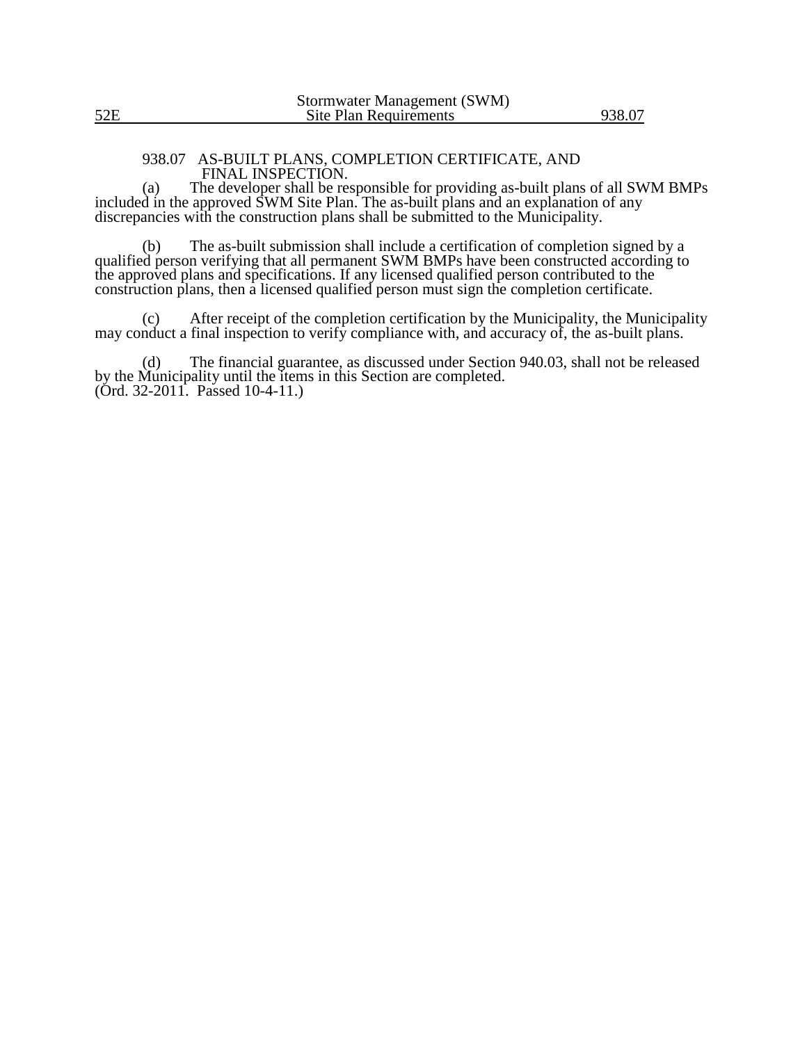## 938.07 AS-BUILT PLANS, COMPLETION CERTIFICATE, AND FINAL INSPECTION.

(a) The developer shall be responsible for providing as-built plans of all SWM BMPs included in the approved SWM Site Plan. The as-built plans and an explanation of any discrepancies with the construction plans shall be submitted to the Municipality.

(b) The as-built submission shall include a certification of completion signed by a qualified person verifying that all permanent SWM BMPs have been constructed according to the approved plans and specifications. If any licensed qualified person contributed to the construction plans, then a licensed qualified person must sign the completion certificate.

(c) After receipt of the completion certification by the Municipality, the Municipality may conduct a final inspection to verify compliance with, and accuracy of, the as-built plans.

(d) The financial guarantee, as discussed under Section 940.03, shall not be released by the Municipality until the items in this Section are completed.
(Ord. 32-2011. Passed 10-4-11.)